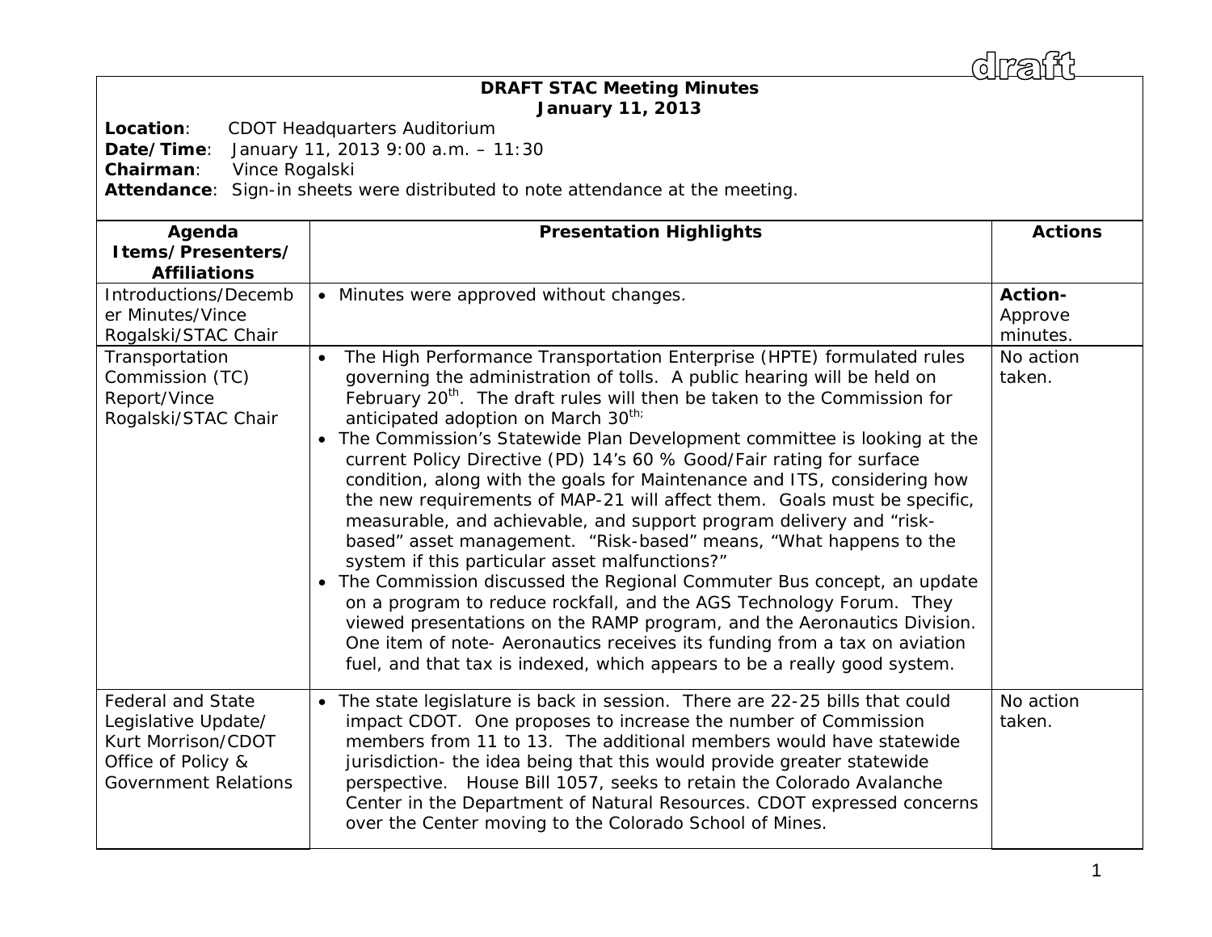draft

# DRAFT STAC Meeting Minutes
## January 11, 2013

**Location**: CDOT Headquarters Auditorium
**Date/Time**: January 11, 2013 9:00 a.m. – 11:30
**Chairman**: Vince Rogalski
**Attendance**: Sign-in sheets were distributed to note attendance at the meeting.

| Agenda Items/Presenters/ Affiliations | Presentation Highlights | Actions |
|---|---|---|
| Introductions/December Minutes/Vince Rogalski/STAC Chair | • Minutes were approved without changes. | **Action-** Approve minutes. |
| Transportation Commission (TC) Report/Vince Rogalski/STAC Chair | • The High Performance Transportation Enterprise (HPTE) formulated rules governing the administration of tolls. A public hearing will be held on February 20th. The draft rules will then be taken to the Commission for anticipated adoption on March 30th;<br>• The Commission's Statewide Plan Development committee is looking at the current Policy Directive (PD) 14's 60 % Good/Fair rating for surface condition, along with the goals for Maintenance and ITS, considering how the new requirements of MAP-21 will affect them. Goals must be specific, measurable, and achievable, and support program delivery and "risk-based" asset management. "Risk-based" means, "What happens to the system if this particular asset malfunctions?"<br>• The Commission discussed the Regional Commuter Bus concept, an update on a program to reduce rockfall, and the AGS Technology Forum. They viewed presentations on the RAMP program, and the Aeronautics Division. One item of note- Aeronautics receives its funding from a tax on aviation fuel, and that tax is indexed, which appears to be a really good system. | No action taken. |
| Federal and State Legislative Update/ Kurt Morrison/CDOT Office of Policy & Government Relations | • The state legislature is back in session. There are 22-25 bills that could impact CDOT. One proposes to increase the number of Commission members from 11 to 13. The additional members would have statewide jurisdiction- the idea being that this would provide greater statewide perspective. House Bill 1057, seeks to retain the Colorado Avalanche Center in the Department of Natural Resources. CDOT expressed concerns over the Center moving to the Colorado School of Mines. | No action taken. |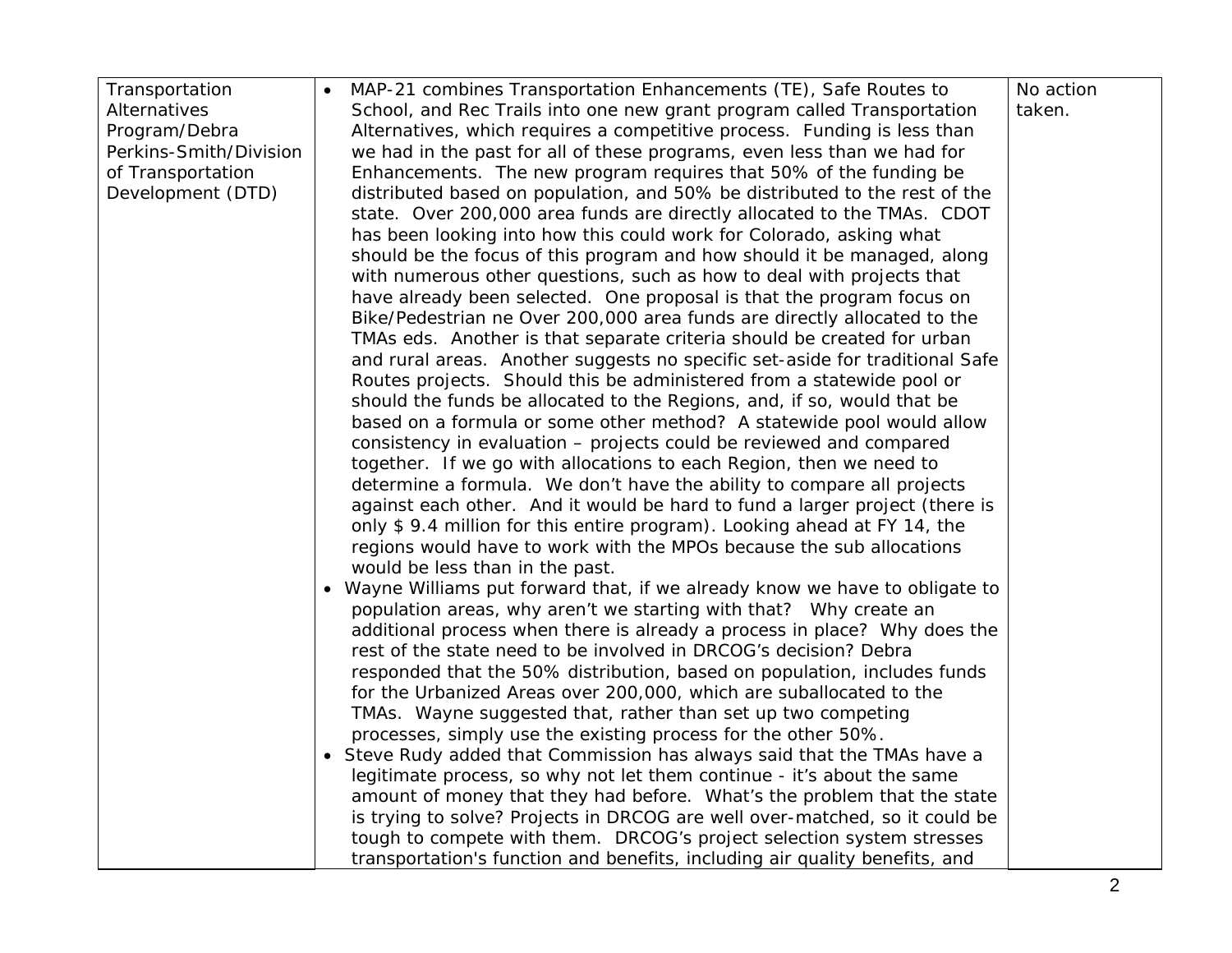| | | |
|---|---|---|
| Transportation Alternatives Program/Debra Perkins-Smith/Division of Transportation Development (DTD) | • MAP-21 combines Transportation Enhancements (TE), Safe Routes to School, and Rec Trails into one new grant program called Transportation Alternatives, which requires a competitive process. Funding is less than we had in the past for all of these programs, even less than we had for Enhancements. The new program requires that 50% of the funding be distributed based on population, and 50% be distributed to the rest of the state. Over 200,000 area funds are directly allocated to the TMAs. CDOT has been looking into how this could work for Colorado, asking what should be the focus of this program and how should it be managed, along with numerous other questions, such as how to deal with projects that have already been selected. One proposal is that the program focus on Bike/Pedestrian ne Over 200,000 area funds are directly allocated to the TMAs eds. Another is that separate criteria should be created for urban and rural areas. Another suggests no specific set-aside for traditional Safe Routes projects. Should this be administered from a statewide pool or should the funds be allocated to the Regions, and, if so, would that be based on a formula or some other method? A statewide pool would allow consistency in evaluation – projects could be reviewed and compared together. If we go with allocations to each Region, then we need to determine a formula. We don't have the ability to compare all projects against each other. And it would be hard to fund a larger project (there is only $ 9.4 million for this entire program). Looking ahead at FY 14, the regions would have to work with the MPOs because the sub allocations would be less than in the past.<br>• Wayne Williams put forward that, if we already know we have to obligate to population areas, why aren't we starting with that? Why create an additional process when there is already a process in place? Why does the rest of the state need to be involved in DRCOG's decision? Debra responded that the 50% distribution, based on population, includes funds for the Urbanized Areas over 200,000, which are suballocated to the TMAs. Wayne suggested that, rather than set up two competing processes, simply use the existing process for the other 50%.<br>• Steve Rudy added that Commission has always said that the TMAs have a legitimate process, so why not let them continue - it's about the same amount of money that they had before. What's the problem that the state is trying to solve? Projects in DRCOG are well over-matched, so it could be tough to compete with them. DRCOG's project selection system stresses transportation's function and benefits, including air quality benefits, and | No action taken. |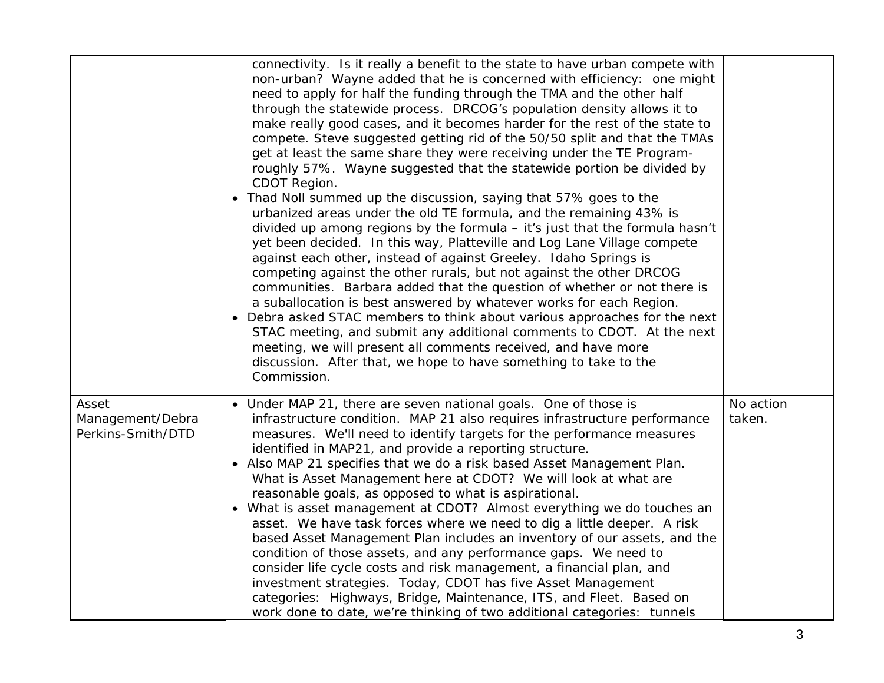| | | |
|---|---|---|
| | connectivity. Is it really a benefit to the state to have urban compete with non-urban? Wayne added that he is concerned with efficiency: one might need to apply for half the funding through the TMA and the other half through the statewide process. DRCOG's population density allows it to make really good cases, and it becomes harder for the rest of the state to compete. Steve suggested getting rid of the 50/50 split and that the TMAs get at least the same share they were receiving under the TE Program-roughly 57%. Wayne suggested that the statewide portion be divided by CDOT Region.<br>• Thad Noll summed up the discussion, saying that 57% goes to the urbanized areas under the old TE formula, and the remaining 43% is divided up among regions by the formula – it's just that the formula hasn't yet been decided. In this way, Platteville and Log Lane Village compete against each other, instead of against Greeley. Idaho Springs is competing against the other rurals, but not against the other DRCOG communities. Barbara added that the question of whether or not there is a suballocation is best answered by whatever works for each Region.<br>• Debra asked STAC members to think about various approaches for the next STAC meeting, and submit any additional comments to CDOT. At the next meeting, we will present all comments received, and have more discussion. After that, we hope to have something to take to the Commission. | |
| Asset Management/Debra Perkins-Smith/DTD | • Under MAP 21, there are seven national goals. One of those is infrastructure condition. MAP 21 also requires infrastructure performance measures. We'll need to identify targets for the performance measures identified in MAP21, and provide a reporting structure.<br>• Also MAP 21 specifies that we do a risk based Asset Management Plan. What is Asset Management here at CDOT? We will look at what are reasonable goals, as opposed to what is aspirational.<br>• What is asset management at CDOT? Almost everything we do touches an asset. We have task forces where we need to dig a little deeper. A risk based Asset Management Plan includes an inventory of our assets, and the condition of those assets, and any performance gaps. We need to consider life cycle costs and risk management, a financial plan, and investment strategies. Today, CDOT has five Asset Management categories: Highways, Bridge, Maintenance, ITS, and Fleet. Based on work done to date, we're thinking of two additional categories: tunnels | No action taken. |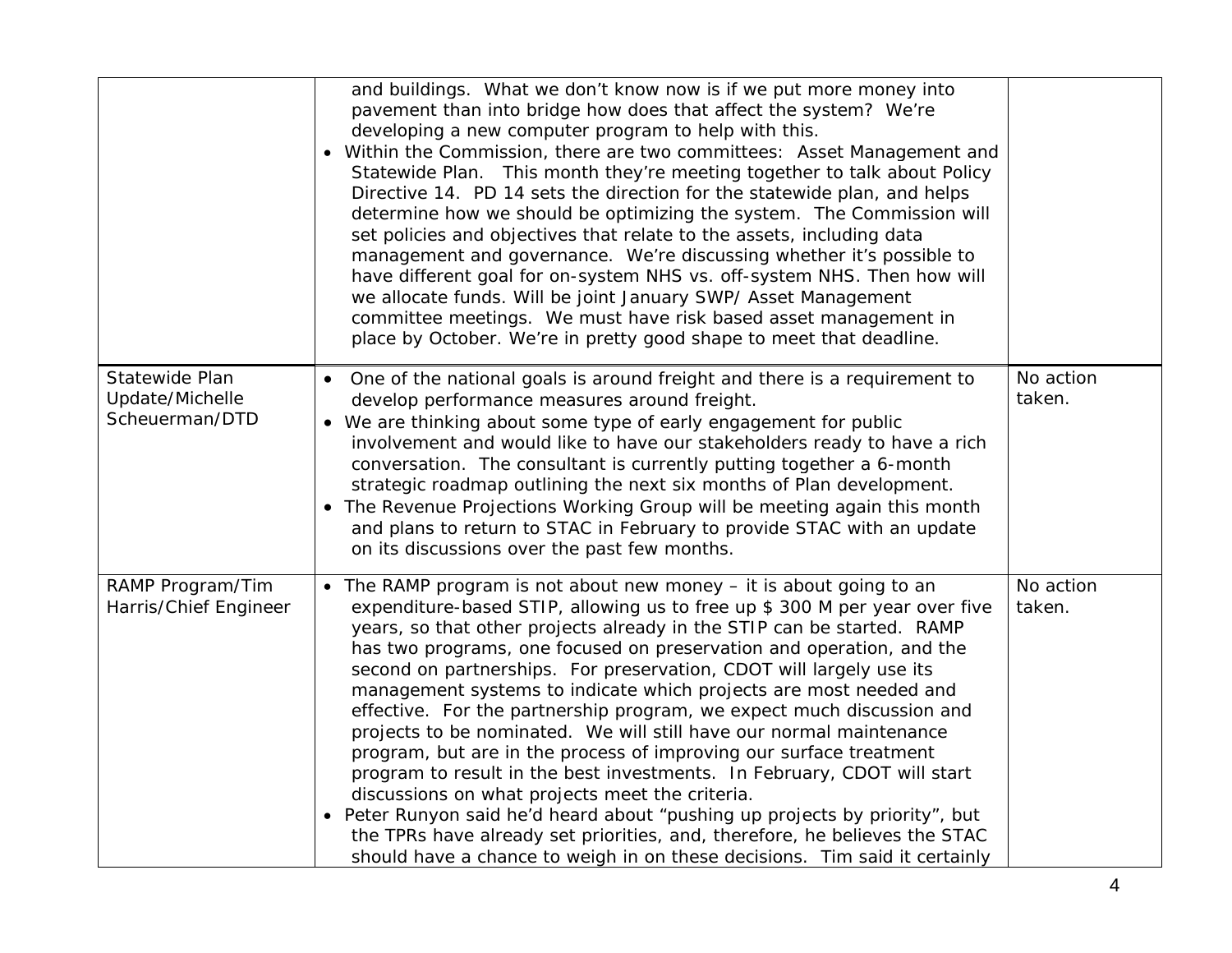| | | |
|---|---|---|
| | and buildings. What we don't know now is if we put more money into pavement than into bridge how does that affect the system? We're developing a new computer program to help with this.<br>• Within the Commission, there are two committees: Asset Management and Statewide Plan. This month they're meeting together to talk about Policy Directive 14. PD 14 sets the direction for the statewide plan, and helps determine how we should be optimizing the system. The Commission will set policies and objectives that relate to the assets, including data management and governance. We're discussing whether it's possible to have different goal for on-system NHS vs. off-system NHS. Then how will we allocate funds. Will be joint January SWP/ Asset Management committee meetings. We must have risk based asset management in place by October. We're in pretty good shape to meet that deadline. | |
| Statewide Plan Update/Michelle Scheuerman/DTD | • One of the national goals is around freight and there is a requirement to develop performance measures around freight.<br>• We are thinking about some type of early engagement for public involvement and would like to have our stakeholders ready to have a rich conversation. The consultant is currently putting together a 6-month strategic roadmap outlining the next six months of Plan development.<br>• The Revenue Projections Working Group will be meeting again this month and plans to return to STAC in February to provide STAC with an update on its discussions over the past few months. | No action taken. |
| RAMP Program/Tim Harris/Chief Engineer | • The RAMP program is not about new money – it is about going to an expenditure-based STIP, allowing us to free up $ 300 M per year over five years, so that other projects already in the STIP can be started. RAMP has two programs, one focused on preservation and operation, and the second on partnerships. For preservation, CDOT will largely use its management systems to indicate which projects are most needed and effective. For the partnership program, we expect much discussion and projects to be nominated. We will still have our normal maintenance program, but are in the process of improving our surface treatment program to result in the best investments. In February, CDOT will start discussions on what projects meet the criteria.<br>• Peter Runyon said he'd heard about "pushing up projects by priority", but the TPRs have already set priorities, and, therefore, he believes the STAC should have a chance to weigh in on these decisions. Tim said it certainly | No action taken. |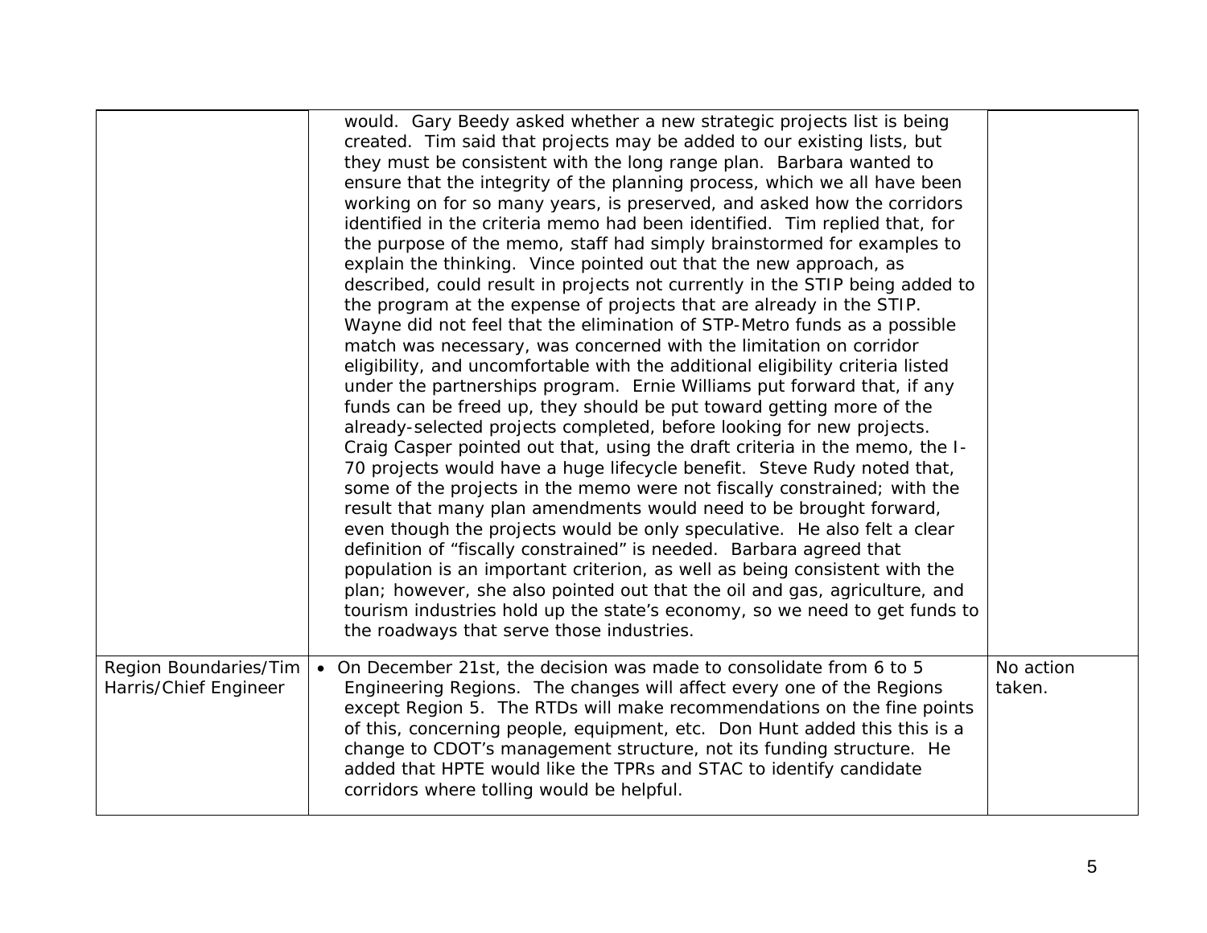| | | |
|---|---|---|
| | would. Gary Beedy asked whether a new strategic projects list is being created. Tim said that projects may be added to our existing lists, but they must be consistent with the long range plan. Barbara wanted to ensure that the integrity of the planning process, which we all have been working on for so many years, is preserved, and asked how the corridors identified in the criteria memo had been identified. Tim replied that, for the purpose of the memo, staff had simply brainstormed for examples to explain the thinking. Vince pointed out that the new approach, as described, could result in projects not currently in the STIP being added to the program at the expense of projects that are already in the STIP. Wayne did not feel that the elimination of STP-Metro funds as a possible match was necessary, was concerned with the limitation on corridor eligibility, and uncomfortable with the additional eligibility criteria listed under the partnerships program. Ernie Williams put forward that, if any funds can be freed up, they should be put toward getting more of the already-selected projects completed, before looking for new projects. Craig Casper pointed out that, using the draft criteria in the memo, the I-70 projects would have a huge lifecycle benefit. Steve Rudy noted that, some of the projects in the memo were not fiscally constrained; with the result that many plan amendments would need to be brought forward, even though the projects would be only speculative. He also felt a clear definition of "fiscally constrained" is needed. Barbara agreed that population is an important criterion, as well as being consistent with the plan; however, she also pointed out that the oil and gas, agriculture, and tourism industries hold up the state's economy, so we need to get funds to the roadways that serve those industries. | |
| Region Boundaries/Tim Harris/Chief Engineer | • On December 21st, the decision was made to consolidate from 6 to 5 Engineering Regions. The changes will affect every one of the Regions except Region 5. The RTDs will make recommendations on the fine points of this, concerning people, equipment, etc. Don Hunt added this this is a change to CDOT's management structure, not its funding structure. He added that HPTE would like the TPRs and STAC to identify candidate corridors where tolling would be helpful. | No action taken. |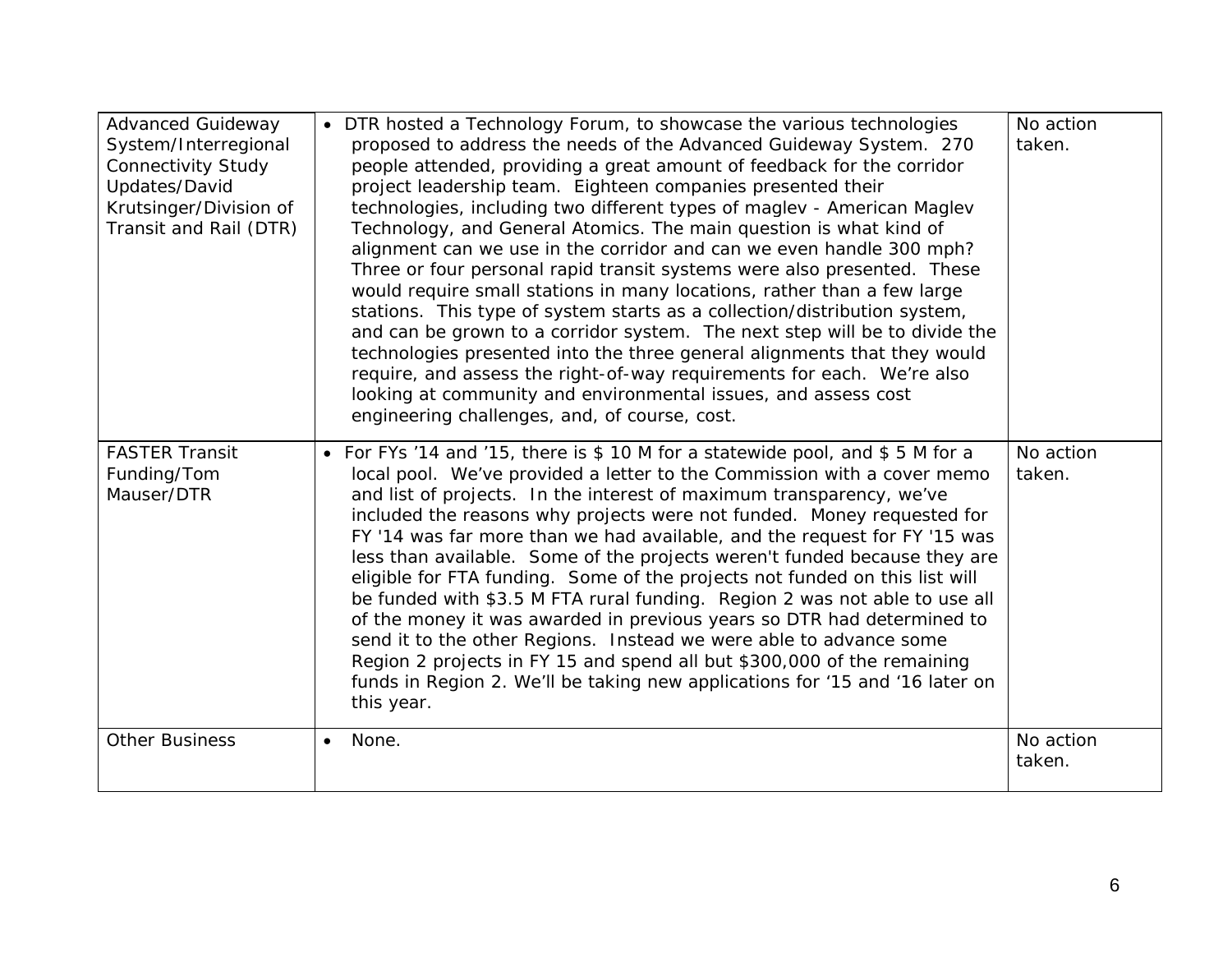| | | |
|---|---|---|
| Advanced Guideway System/Interregional Connectivity Study Updates/David Krutsinger/Division of Transit and Rail (DTR) | • DTR hosted a Technology Forum, to showcase the various technologies proposed to address the needs of the Advanced Guideway System. 270 people attended, providing a great amount of feedback for the corridor project leadership team. Eighteen companies presented their technologies, including two different types of maglev - American Maglev Technology, and General Atomics. The main question is what kind of alignment can we use in the corridor and can we even handle 300 mph? Three or four personal rapid transit systems were also presented. These would require small stations in many locations, rather than a few large stations. This type of system starts as a collection/distribution system, and can be grown to a corridor system. The next step will be to divide the technologies presented into the three general alignments that they would require, and assess the right-of-way requirements for each. We're also looking at community and environmental issues, and assess cost engineering challenges, and, of course, cost. | No action taken. |
| FASTER Transit Funding/Tom Mauser/DTR | • For FYs '14 and '15, there is $ 10 M for a statewide pool, and $ 5 M for a local pool. We've provided a letter to the Commission with a cover memo and list of projects. In the interest of maximum transparency, we've included the reasons why projects were not funded. Money requested for FY '14 was far more than we had available, and the request for FY '15 was less than available. Some of the projects weren't funded because they are eligible for FTA funding. Some of the projects not funded on this list will be funded with $3.5 M FTA rural funding. Region 2 was not able to use all of the money it was awarded in previous years so DTR had determined to send it to the other Regions. Instead we were able to advance some Region 2 projects in FY 15 and spend all but $300,000 of the remaining funds in Region 2. We'll be taking new applications for '15 and '16 later on this year. | No action taken. |
| Other Business | • None. | No action taken. |